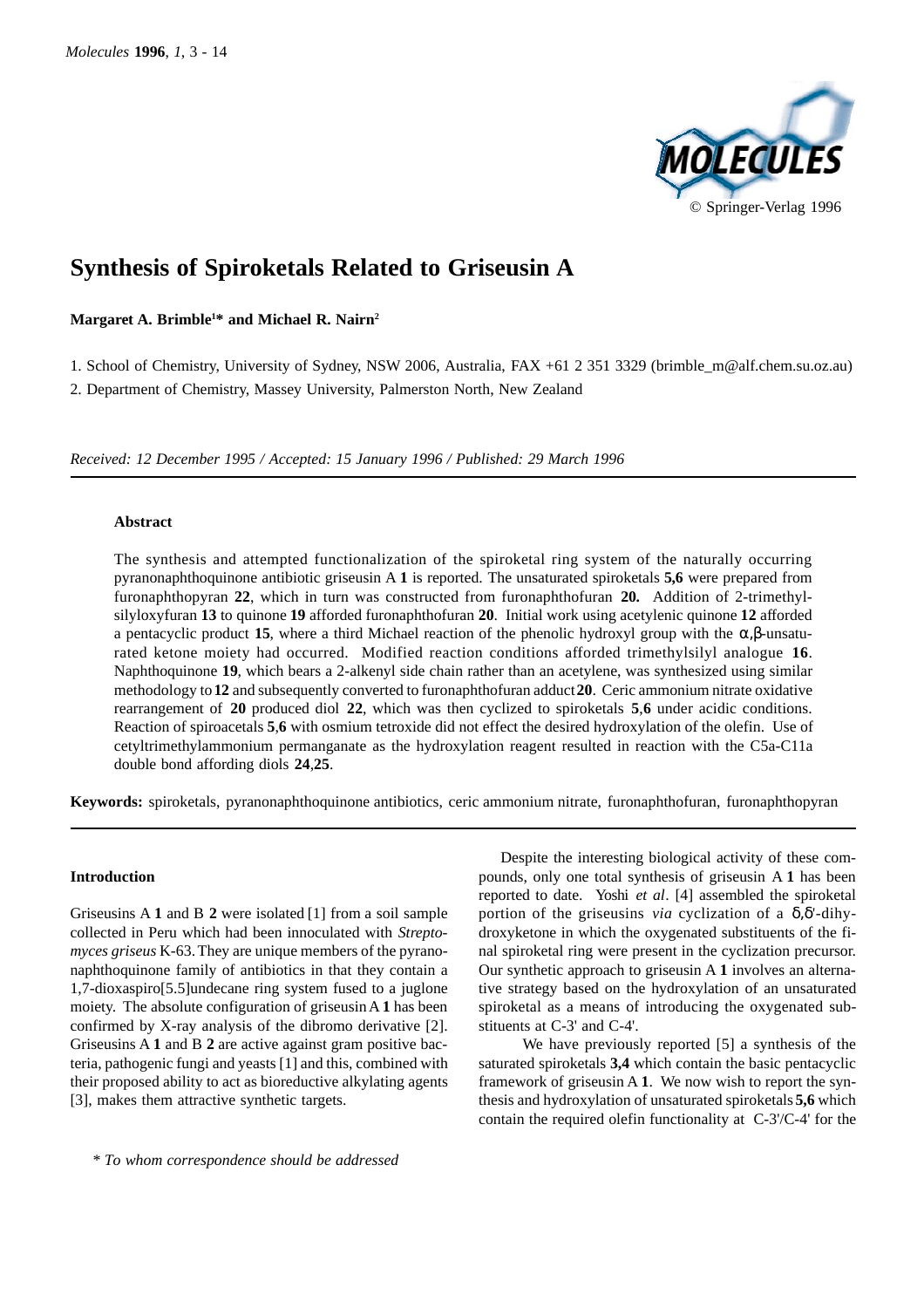# Synthesis of Spiroketals Related to Griseusin A

**Margaret A. Brimble[1]* and Michael R. Nairn[2]**

1. School of Chemistry, University of Sydney, NSW 2006, Australia, FAX +61 2 351 3329 (brimble_m@alf.chem.su.oz.au)

2. Department of Chemistry, Massey University, Palmerston North, New Zealand

*Received: 12 December 1995 / Accepted: 15 January 1996 / Published: 29 March 1996*

### Abstract

The synthesis and attempted functionalization of the spiroketal ring system of the naturally occurring pyranonaphthoquinone antibiotic griseusin A **1** is reported. The unsaturated spiroketals **5,6** were prepared from furonaphthopyran **22**, which in turn was constructed from furonaphthofuran **20.** Addition of 2-trimethylsilyloxyfuran **13** to quinone **19** afforded furonaphthofuran **20**. Initial work using acetylenic quinone **12** afforded a pentacyclic product **15**, where a third Michael reaction of the phenolic hydroxyl group with the α,β-unsaturated ketone moiety had occurred. Modified reaction conditions afforded trimethylsilyl analogue **16**. Naphthoquinone **19**, which bears a 2-alkenyl side chain rather than an acetylene, was synthesized using similar methodology to **12** and subsequently converted to furonaphthofuran adduct **20**. Ceric ammonium nitrate oxidative rearrangement of **20** produced diol **22**, which was then cyclized to spiroketals **5**,**6** under acidic conditions. Reaction of spiroacetals **5**,**6** with osmium tetroxide did not effect the desired hydroxylation of the olefin. Use of cetyltrimethylammonium permanganate as the hydroxylation reagent resulted in reaction with the C5a-C11a double bond affording diols **24**,**25**.

**Keywords:** spiroketals, pyranonaphthoquinone antibiotics, ceric ammonium nitrate, furonaphthofuran, furonaphthopyran

### Introduction

Griseusins A **1** and B **2** were isolated [1] from a soil sample collected in Peru which had been innoculated with *Streptomyces griseus* K-63. They are unique members of the pyranonaphthoquinone family of antibiotics in that they contain a 1,7-dioxaspiro[5.5]undecane ring system fused to a juglone moiety. The absolute configuration of griseusin A **1** has been confirmed by X-ray analysis of the dibromo derivative [2]. Griseusins A **1** and B **2** are active against gram positive bacteria, pathogenic fungi and yeasts [1] and this, combined with their proposed ability to act as bioreductive alkylating agents [3], makes them attractive synthetic targets.

Despite the interesting biological activity of these compounds, only one total synthesis of griseusin A **1** has been reported to date. Yoshi *et al*. [4] assembled the spiroketal portion of the griseusins *via* cyclization of a δ,δ'-dihydroxyketone in which the oxygenated substituents of the final spiroketal ring were present in the cyclization precursor. Our synthetic approach to griseusin A **1** involves an alternative strategy based on the hydroxylation of an unsaturated spiroketal as a means of introducing the oxygenated substituents at C-3' and C-4'.

We have previously reported [5] a synthesis of the saturated spiroketals **3,4** which contain the basic pentacyclic framework of griseusin A **1**. We now wish to report the synthesis and hydroxylation of unsaturated spiroketals **5,6** which contain the required olefin functionality at C-3'/C-4' for the

* *To whom correspondence should be addressed*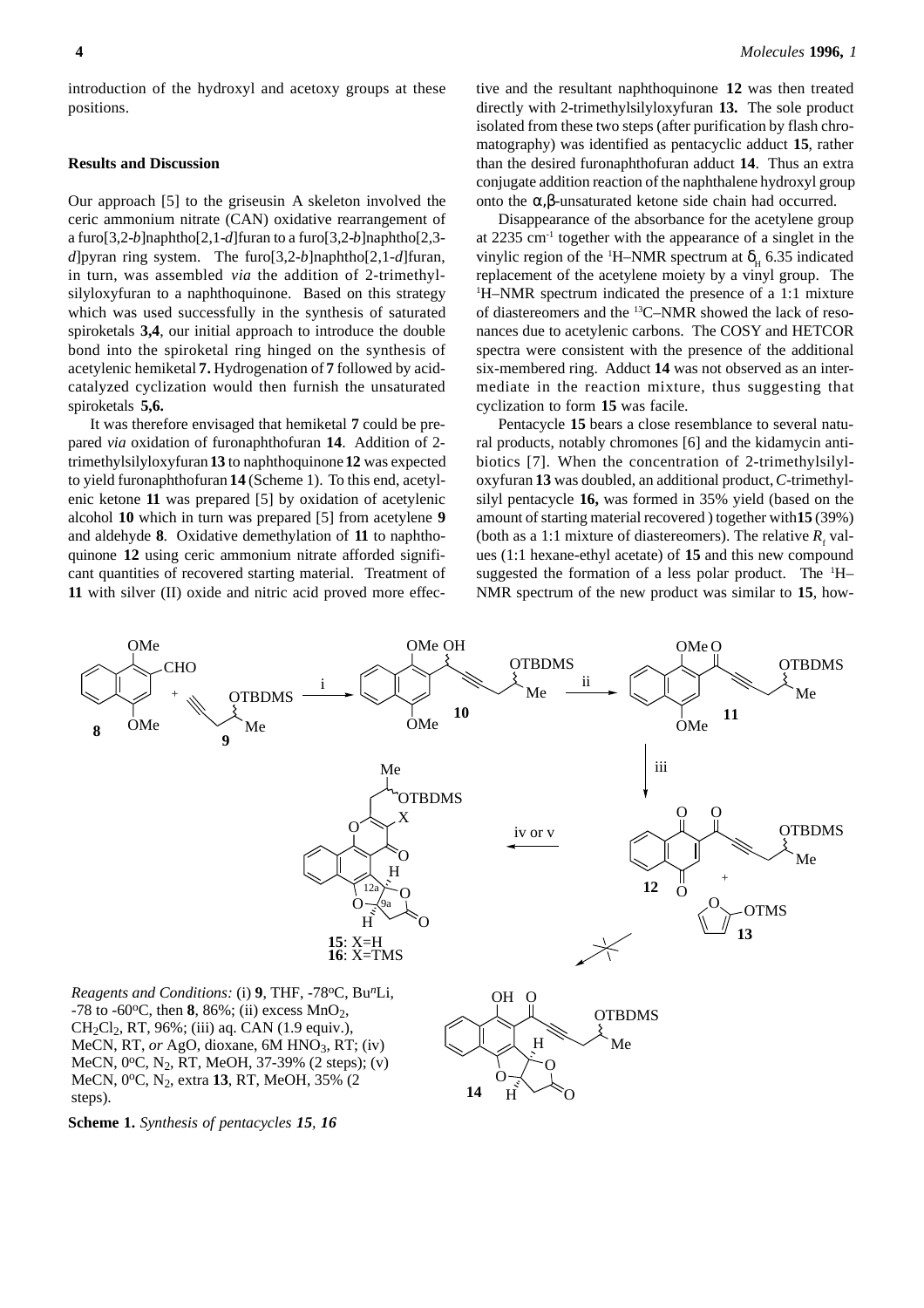introduction of the hydroxyl and acetoxy groups at these positions.

## Results and Discussion

Our approach [5] to the griseusin A skeleton involved the ceric ammonium nitrate (CAN) oxidative rearrangement of a furo[3,2-*b*]naphtho[2,1-*d*]furan to a furo[3,2-*b*]naphtho[2,3-*d*]pyran ring system. The furo[3,2-*b*]naphtho[2,1-*d*]furan, in turn, was assembled *via* the addition of 2-trimethylsilyloxyfuran to a naphthoquinone. Based on this strategy which was used successfully in the synthesis of saturated spiroketals **3,4**, our initial approach to introduce the double bond into the spiroketal ring hinged on the synthesis of acetylenic hemiketal **7.** Hydrogenation of **7** followed by acid-catalyzed cyclization would then furnish the unsaturated spiroketals **5,6.**

It was therefore envisaged that hemiketal **7** could be prepared *via* oxidation of furonaphthofuran **14**. Addition of 2-trimethylsilyloxyfuran **13** to naphthoquinone **12** was expected to yield furonaphthofuran **14** (Scheme 1). To this end, acetylenic ketone **11** was prepared [5] by oxidation of acetylenic alcohol **10** which in turn was prepared [5] from acetylene **9** and aldehyde **8**. Oxidative demethylation of **11** to naphthoquinone **12** using ceric ammonium nitrate afforded significant quantities of recovered starting material. Treatment of **11** with silver (II) oxide and nitric acid proved more effective and the resultant naphthoquinone **12** was then treated directly with 2-trimethylsilyloxyfuran **13.** The sole product isolated from these two steps (after purification by flash chromatography) was identified as pentacyclic adduct **15**, rather than the desired furonaphthofuran adduct **14**. Thus an extra conjugate addition reaction of the naphthalene hydroxyl group onto the α,β-unsaturated ketone side chain had occurred.

Disappearance of the absorbance for the acetylene group at 2235 $cm^{-1}$ together with the appearance of a singlet in the vinylic region of the $^1$H–NMR spectrum at $\delta_H$ 6.35 indicated replacement of the acetylene moiety by a vinyl group. The $^1$H–NMR spectrum indicated the presence of a 1:1 mixture of diastereomers and the $^{13}$C–NMR showed the lack of resonances due to acetylenic carbons. The COSY and HETCOR spectra were consistent with the presence of the additional six-membered ring. Adduct **14** was not observed as an intermediate in the reaction mixture, thus suggesting that cyclization to form **15** was facile.

Pentacycle **15** bears a close resemblance to several natural products, notably chromones [6] and the kidamycin antibiotics [7]. When the concentration of 2-trimethylsilyloxyfuran **13** was doubled, an additional product, *C*-trimethylsilyl pentacycle **16,** was formed in 35% yield (based on the amount of starting material recovered ) together with **15** (39%) (both as a 1:1 mixture of diastereomers). The relative $R_f$ values (1:1 hexane-ethyl acetate) of **15** and this new compound suggested the formation of a less polar product. The $^1$H–NMR spectrum of the new product was similar to **15**, how-

*Reagents and Conditions:* (i) **9**, THF, -78°C, Bu$^n$Li, -78 to -60°C, then **8**, 86%; (ii) excess $MnO_2$, $CH_2Cl_2$, RT, 96%; (iii) aq. CAN (1.9 equiv.), MeCN, RT, *or* AgO, dioxane, 6M $HNO_3$, RT; (iv) MeCN, 0°C, $N_2$, RT, MeOH, 37-39% (2 steps); (v) MeCN, 0°C, $N_2$, extra **13**, RT, MeOH, 35% (2 steps).

**Scheme 1.** *Synthesis of pentacycles **15**, **16***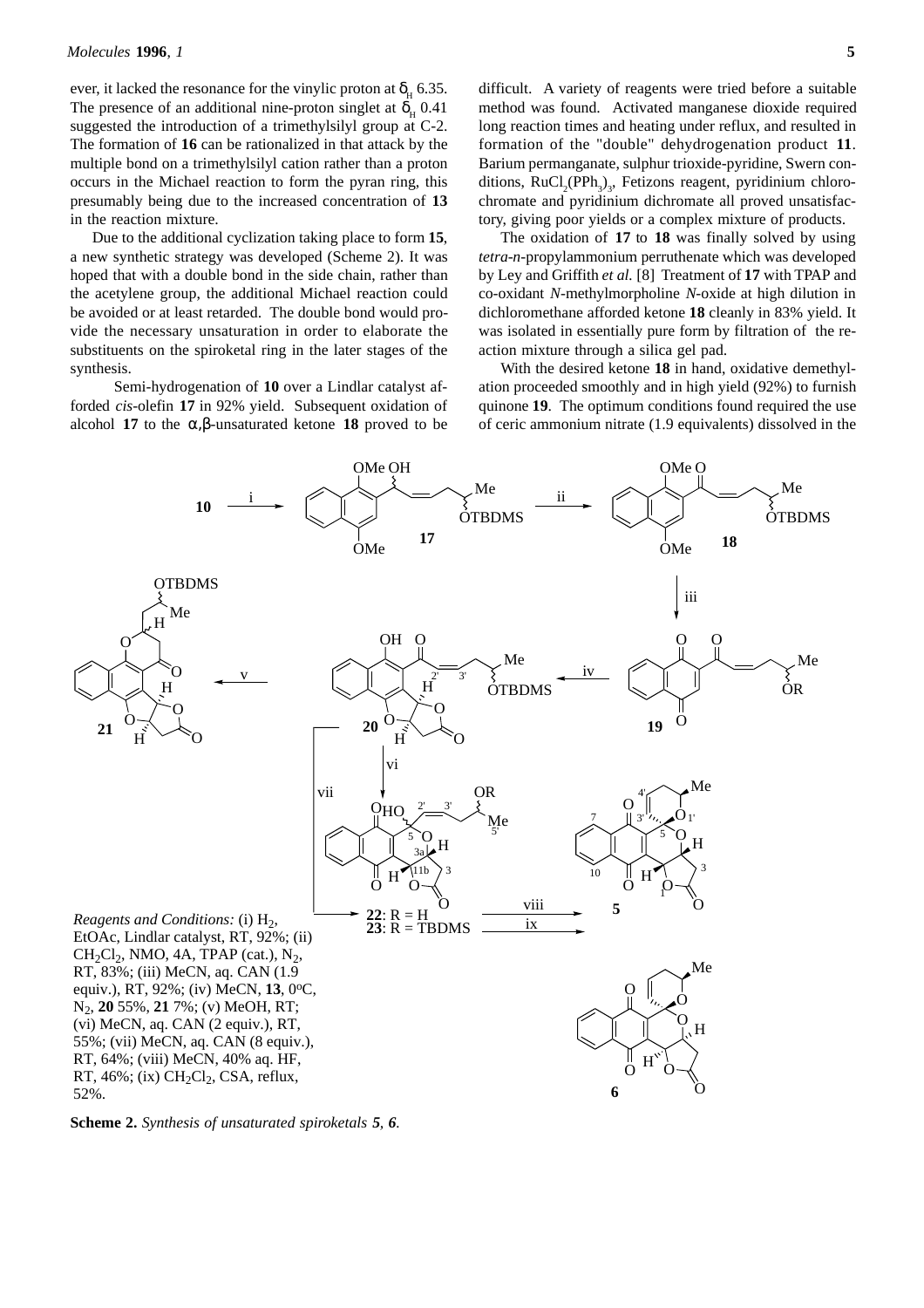ever, it lacked the resonance for the vinylic proton at $\delta_H$ 6.35. The presence of an additional nine-proton singlet at $\delta_H$ 0.41 suggested the introduction of a trimethylsilyl group at C-2. The formation of **16** can be rationalized in that attack by the multiple bond on a trimethylsilyl cation rather than a proton occurs in the Michael reaction to form the pyran ring, this presumably being due to the increased concentration of **13** in the reaction mixture.

Due to the additional cyclization taking place to form **15**, a new synthetic strategy was developed (Scheme 2). It was hoped that with a double bond in the side chain, rather than the acetylene group, the additional Michael reaction could be avoided or at least retarded. The double bond would provide the necessary unsaturation in order to elaborate the substituents on the spiroketal ring in the later stages of the synthesis.

Semi-hydrogenation of **10** over a Lindlar catalyst afforded *cis*-olefin **17** in 92% yield. Subsequent oxidation of alcohol **17** to the α,β-unsaturated ketone **18** proved to be difficult. A variety of reagents were tried before a suitable method was found. Activated manganese dioxide required long reaction times and heating under reflux, and resulted in formation of the "double" dehydrogenation product **11**. Barium permanganate, sulphur trioxide-pyridine, Swern conditions, $RuCl_2(PPh_3)_3$, Fetizons reagent, pyridinium chlorochromate and pyridinium dichromate all proved unsatisfactory, giving poor yields or a complex mixture of products.

The oxidation of **17** to **18** was finally solved by using *tetra-n*-propylammonium perruthenate which was developed by Ley and Griffith *et al.* [8] Treatment of **17** with TPAP and co-oxidant *N*-methylmorpholine *N*-oxide at high dilution in dichloromethane afforded ketone **18** cleanly in 83% yield. It was isolated in essentially pure form by filtration of the reaction mixture through a silica gel pad.

With the desired ketone **18** in hand, oxidative demethylation proceeded smoothly and in high yield (92%) to furnish quinone **19**. The optimum conditions found required the use of ceric ammonium nitrate (1.9 equivalents) dissolved in the

*Reagents and Conditions:* (i) $H_2$, EtOAc, Lindlar catalyst, RT, 92%; (ii) $CH_2Cl_2$, NMO, 4A, TPAP (cat.), $N_2$, RT, 83%; (iii) MeCN, aq. CAN (1.9 equiv.), RT, 92%; (iv) MeCN, **13**, 0°C, $N_2$, **20** 55%, **21** 7%; (v) MeOH, RT; (vi) MeCN, aq. CAN (2 equiv.), RT, 55%; (vii) MeCN, aq. CAN (8 equiv.), RT, 64%; (viii) MeCN, 40% aq. HF, RT, 46%; (ix) $CH_2Cl_2$, CSA, reflux, 52%.

**Scheme 2.** *Synthesis of unsaturated spiroketals **5**, **6**.*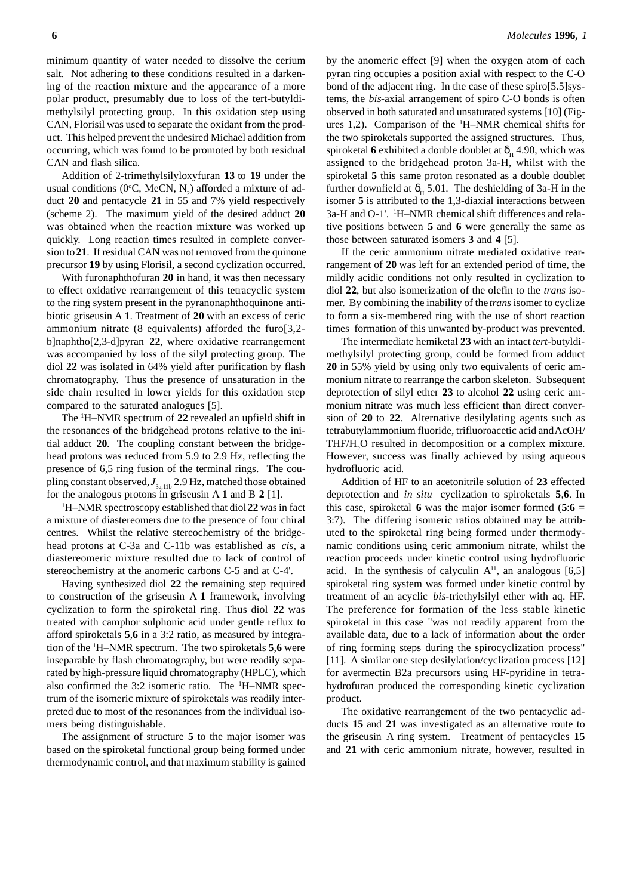minimum quantity of water needed to dissolve the cerium salt. Not adhering to these conditions resulted in a darkening of the reaction mixture and the appearance of a more polar product, presumably due to loss of the tert-butyldimethylsilyl protecting group. In this oxidation step using CAN, Florisil was used to separate the oxidant from the product. This helped prevent the undesired Michael addition from occurring, which was found to be promoted by both residual CAN and flash silica.

Addition of 2-trimethylsilyloxyfuran **13** to **19** under the usual conditions (0°C, MeCN, $N_2$) afforded a mixture of adduct **20** and pentacycle **21** in 55 and 7% yield respectively (scheme 2). The maximum yield of the desired adduct **20** was obtained when the reaction mixture was worked up quickly. Long reaction times resulted in complete conversion to **21**. If residual CAN was not removed from the quinone precursor **19** by using Florisil, a second cyclization occurred.

With furonaphthofuran **20** in hand, it was then necessary to effect oxidative rearrangement of this tetracyclic system to the ring system present in the pyranonaphthoquinone antibiotic griseusin A **1**. Treatment of **20** with an excess of ceric ammonium nitrate (8 equivalents) afforded the furo[3,2-b]naphtho[2,3-d]pyran **22**, where oxidative rearrangement was accompanied by loss of the silyl protecting group. The diol **22** was isolated in 64% yield after purification by flash chromatography. Thus the presence of unsaturation in the side chain resulted in lower yields for this oxidation step compared to the saturated analogues [5].

The $^1$H–NMR spectrum of **22** revealed an upfield shift in the resonances of the bridgehead protons relative to the initial adduct **20**. The coupling constant between the bridgehead protons was reduced from 5.9 to 2.9 Hz, reflecting the presence of 6,5 ring fusion of the terminal rings. The coupling constant observed, $J_{3a,11b}$ 2.9 Hz, matched those obtained for the analogous protons in griseusin A **1** and B **2** [1].

$^1$H–NMR spectroscopy established that diol **22** was in fact a mixture of diastereomers due to the presence of four chiral centres. Whilst the relative stereochemistry of the bridgehead protons at C-3a and C-11b was established as *cis*, a diastereomeric mixture resulted due to lack of control of stereochemistry at the anomeric carbons C-5 and at C-4'.

Having synthesized diol **22** the remaining step required to construction of the griseusin A **1** framework, involving cyclization to form the spiroketal ring. Thus diol **22** was treated with camphor sulphonic acid under gentle reflux to afford spiroketals **5**,**6** in a 3:2 ratio, as measured by integration of the $^1$H–NMR spectrum. The two spiroketals **5**,**6** were inseparable by flash chromatography, but were readily separated by high-pressure liquid chromatography (HPLC), which also confirmed the 3:2 isomeric ratio. The $^1$H–NMR spectrum of the isomeric mixture of spiroketals was readily interpreted due to most of the resonances from the individual isomers being distinguishable.

The assignment of structure **5** to the major isomer was based on the spiroketal functional group being formed under thermodynamic control, and that maximum stability is gained by the anomeric effect [9] when the oxygen atom of each pyran ring occupies a position axial with respect to the C-O bond of the adjacent ring. In the case of these spiro[5.5]systems, the *bis*-axial arrangement of spiro C-O bonds is often observed in both saturated and unsaturated systems [10] (Figures 1,2). Comparison of the $^1$H–NMR chemical shifts for the two spiroketals supported the assigned structures. Thus, spiroketal **6** exhibited a double doublet at $\delta_H$ 4.90, which was assigned to the bridgehead proton 3a-H, whilst with the spiroketal **5** this same proton resonated as a double doublet further downfield at $\delta_H$ 5.01. The deshielding of 3a-H in the isomer **5** is attributed to the 1,3-diaxial interactions between 3a-H and O-1'. $^1$H–NMR chemical shift differences and relative positions between **5** and **6** were generally the same as those between saturated isomers **3** and **4** [5].

If the ceric ammonium nitrate mediated oxidative rearrangement of **20** was left for an extended period of time, the mildly acidic conditions not only resulted in cyclization to diol **22**, but also isomerization of the olefin to the *trans* isomer. By combining the inability of the *trans* isomer to cyclize to form a six-membered ring with the use of short reaction times formation of this unwanted by-product was prevented.

The intermediate hemiketal **23** with an intact *tert*-butyldimethylsilyl protecting group, could be formed from adduct **20** in 55% yield by using only two equivalents of ceric ammonium nitrate to rearrange the carbon skeleton. Subsequent deprotection of silyl ether **23** to alcohol **22** using ceric ammonium nitrate was much less efficient than direct conversion of **20** to **22**. Alternative desilylating agents such as tetrabutylammonium fluoride, trifluoroacetic acid and AcOH/THF/$H_2O$ resulted in decomposition or a complex mixture. However, success was finally achieved by using aqueous hydrofluoric acid.

Addition of HF to an acetonitrile solution of **23** effected deprotection and *in situ* cyclization to spiroketals **5**,**6**. In this case, spiroketal **6** was the major isomer formed (**5**:**6** = 3:7). The differing isomeric ratios obtained may be attributed to the spiroketal ring being formed under thermodynamic conditions using ceric ammonium nitrate, whilst the reaction proceeds under kinetic control using hydrofluoric acid. In the synthesis of calyculin A[11], an analogous [6,5] spiroketal ring system was formed under kinetic control by treatment of an acyclic *bis*-triethylsilyl ether with aq. HF. The preference for formation of the less stable kinetic spiroketal in this case "was not readily apparent from the available data, due to a lack of information about the order of ring forming steps during the spirocyclization process" [11]. A similar one step desilylation/cyclization process [12] for avermectin B2a precursors using HF-pyridine in tetrahydrofuran produced the corresponding kinetic cyclization product.

The oxidative rearrangement of the two pentacyclic adducts **15** and **21** was investigated as an alternative route to the griseusin A ring system. Treatment of pentacycles **15** and **21** with ceric ammonium nitrate, however, resulted in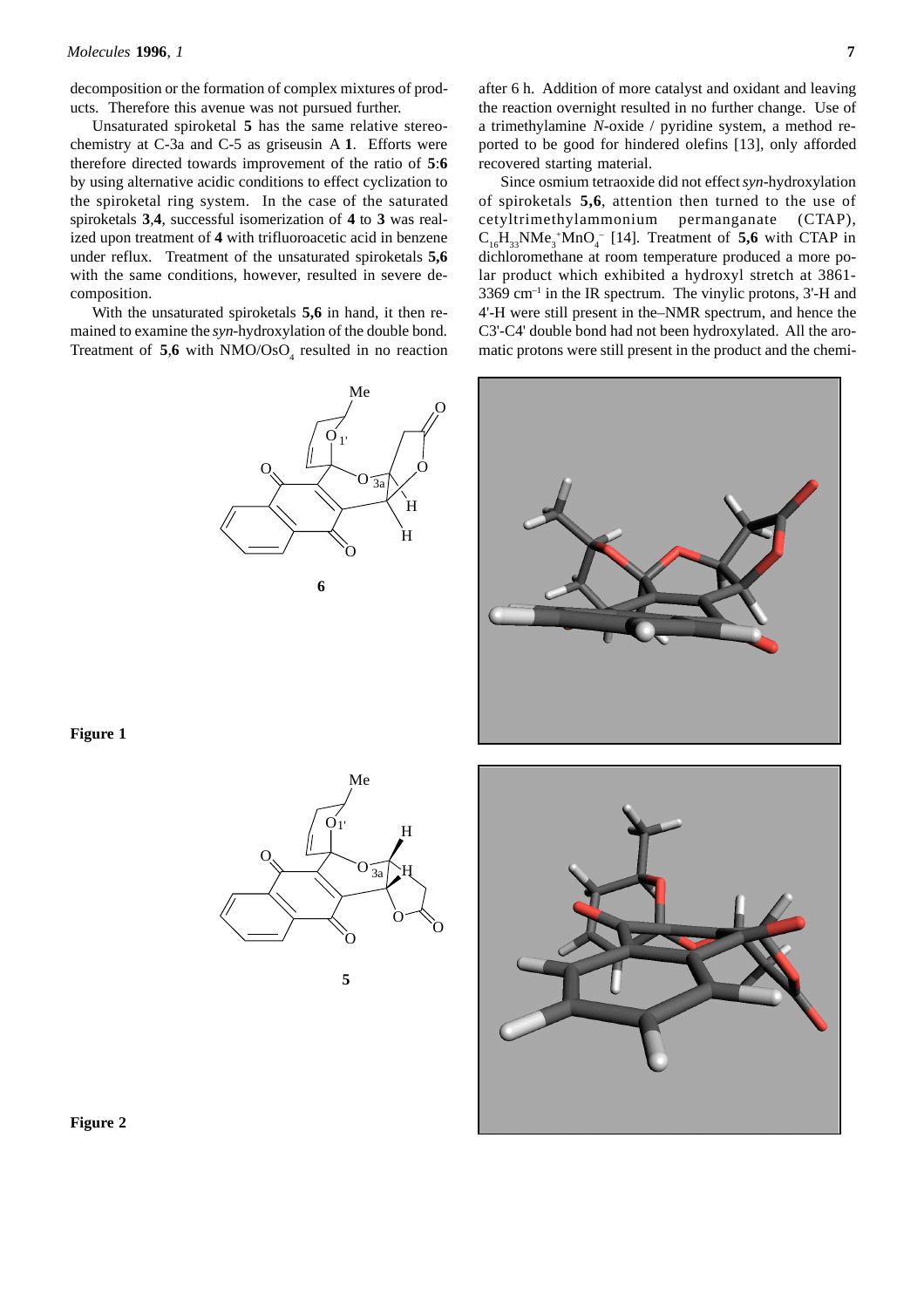decomposition or the formation of complex mixtures of products. Therefore this avenue was not pursued further.

Unsaturated spiroketal **5** has the same relative stereochemistry at C-3a and C-5 as griseusin A **1**. Efforts were therefore directed towards improvement of the ratio of **5**:**6** by using alternative acidic conditions to effect cyclization to the spiroketal ring system. In the case of the saturated spiroketals **3**,**4**, successful isomerization of **4** to **3** was realized upon treatment of **4** with trifluoroacetic acid in benzene under reflux. Treatment of the unsaturated spiroketals **5,6** with the same conditions, however, resulted in severe decomposition.

With the unsaturated spiroketals **5,6** in hand, it then remained to examine the *syn*-hydroxylation of the double bond. Treatment of **5**,**6** with NMO/$OsO_4$ resulted in no reaction after 6 h. Addition of more catalyst and oxidant and leaving the reaction overnight resulted in no further change. Use of a trimethylamine *N*-oxide / pyridine system, a method reported to be good for hindered olefins [13], only afforded recovered starting material.

Since osmium tetraoxide did not effect *syn*-hydroxylation of spiroketals **5,6**, attention then turned to the use of cetyltrimethylammonium permanganate (CTAP), $C_{16}H_{33}NMe_3^+MnO_4^-$ [14]. Treatment of **5,6** with CTAP in dichloromethane at room temperature produced a more polar product which exhibited a hydroxyl stretch at 3861-3369 $cm^{-1}$ in the IR spectrum. The vinylic protons, 3'-H and 4'-H were still present in the–NMR spectrum, and hence the C3'-C4' double bond had not been hydroxylated. All the aromatic protons were still present in the product and the chemi-

**6**

**Figure 1**

**5**

**Figure 2**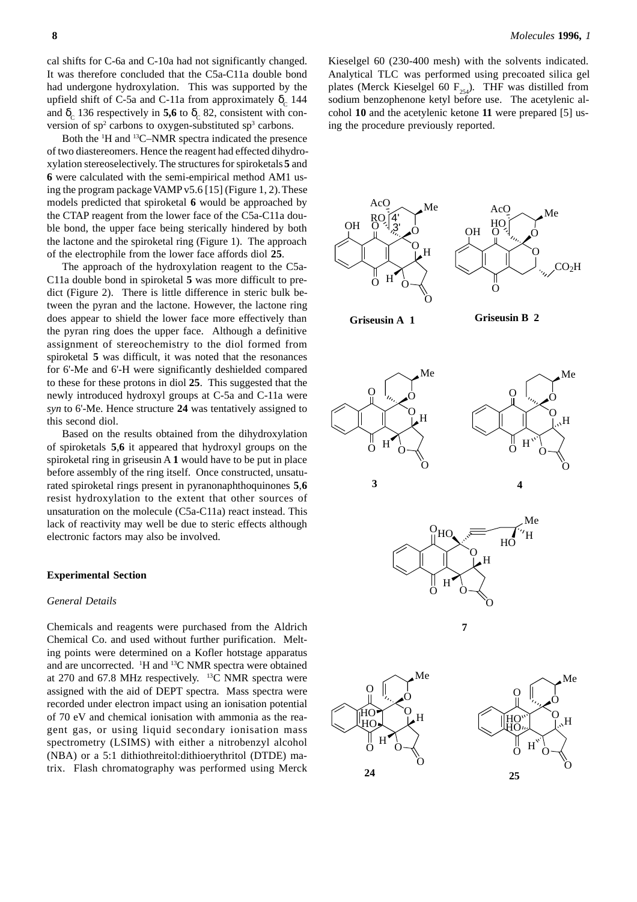cal shifts for C-6a and C-10a had not significantly changed. It was therefore concluded that the C5a-C11a double bond had undergone hydroxylation. This was supported by the upfield shift of C-5a and C-11a from approximately $\delta_C$ 144 and $\delta_C$ 136 respectively in **5,6** to $\delta_C$ 82, consistent with conversion of $sp^2$ carbons to oxygen-substituted $sp^3$ carbons.

Both the $^1$H and $^{13}$C–NMR spectra indicated the presence of two diastereomers. Hence the reagent had effected dihydroxylation stereoselectively. The structures for spiroketals **5** and **6** were calculated with the semi-empirical method AM1 using the program package VAMP v5.6 [15] (Figure 1, 2). These models predicted that spiroketal **6** would be approached by the CTAP reagent from the lower face of the C5a-C11a double bond, the upper face being sterically hindered by both the lactone and the spiroketal ring (Figure 1). The approach of the electrophile from the lower face affords diol **25**.

The approach of the hydroxylation reagent to the C5a-C11a double bond in spiroketal **5** was more difficult to predict (Figure 2). There is little difference in steric bulk between the pyran and the lactone. However, the lactone ring does appear to shield the lower face more effectively than the pyran ring does the upper face. Although a definitive assignment of stereochemistry to the diol formed from spiroketal **5** was difficult, it was noted that the resonances for 6'-Me and 6'-H were significantly deshielded compared to these for these protons in diol **25**. This suggested that the newly introduced hydroxyl groups at C-5a and C-11a were *syn* to 6'-Me. Hence structure **24** was tentatively assigned to this second diol.

Based on the results obtained from the dihydroxylation of spiroketals **5**,**6** it appeared that hydroxyl groups on the spiroketal ring in griseusin A **1** would have to be put in place before assembly of the ring itself. Once constructed, unsaturated spiroketal rings present in pyranonaphthoquinones **5**,**6** resist hydroxylation to the extent that other sources of unsaturation on the molecule (C5a-C11a) react instead. This lack of reactivity may well be due to steric effects although electronic factors may also be involved.

## Experimental Section

### *General Details*

Chemicals and reagents were purchased from the Aldrich Chemical Co. and used without further purification. Melting points were determined on a Kofler hotstage apparatus and are uncorrected. $^1$H and $^{13}$C NMR spectra were obtained at 270 and 67.8 MHz respectively. $^{13}$C NMR spectra were assigned with the aid of DEPT spectra. Mass spectra were recorded under electron impact using an ionisation potential of 70 eV and chemical ionisation with ammonia as the reagent gas, or using liquid secondary ionisation mass spectrometry (LSIMS) with either a nitrobenzyl alcohol (NBA) or a 5:1 dithiothreitol:dithioerythritol (DTDE) matrix. Flash chromatography was performed using Merck Kieselgel 60 (230-400 mesh) with the solvents indicated. Analytical TLC was performed using precoated silica gel plates (Merck Kieselgel 60 $F_{254}$). THF was distilled from sodium benzophenone ketyl before use. The acetylenic alcohol **10** and the acetylenic ketone **11** were prepared [5] using the procedure previously reported.

**Griseusin A 1** **Griseusin B 2**

**3** **4**

**7**

**24** **25**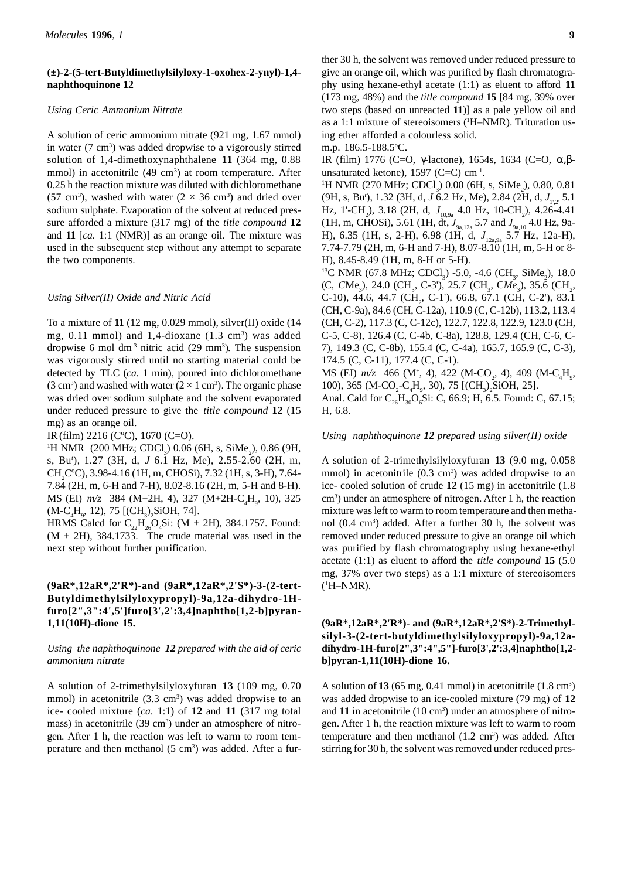### (±)-2-(5-tert-Butyldimethylsilyloxy-1-oxohex-2-ynyl)-1,4-naphthoquinone 12

*Using Ceric Ammonium Nitrate*

A solution of ceric ammonium nitrate (921 mg, 1.67 mmol) in water (7 cm$^3$) was added dropwise to a vigorously stirred solution of 1,4-dimethoxynaphthalene **11** (364 mg, 0.88 mmol) in acetonitrile (49 cm$^3$) at room temperature. After 0.25 h the reaction mixture was diluted with dichloromethane (57 cm$^3$), washed with water (2 × 36 cm$^3$) and dried over sodium sulphate. Evaporation of the solvent at reduced pressure afforded a mixture (317 mg) of the *title compound* **12** and **11** [*ca.* 1:1 (NMR)] as an orange oil. The mixture was used in the subsequent step without any attempt to separate the two components.

*Using Silver(II) Oxide and Nitric Acid*

To a mixture of **11** (12 mg, 0.029 mmol), silver(II) oxide (14 mg, 0.11 mmol) and 1,4-dioxane (1.3 cm$^3$) was added dropwise 6 mol dm$^{-3}$ nitric acid (29 mm$^3$). The suspension was vigorously stirred until no starting material could be detected by TLC (*ca.* 1 min), poured into dichloromethane (3 cm$^3$) and washed with water (2 × 1 cm$^3$). The organic phase was dried over sodium sulphate and the solvent evaporated under reduced pressure to give the *title compound* **12** (15 mg) as an orange oil.

IR (film) 2216 (C≡C), 1670 (C=O).

$^1$H NMR (200 MHz; CDCl$_3$) 0.06 (6H, s, SiMe$_2$), 0.86 (9H, s, Bu$^t$), 1.27 (3H, d, *J* 6.1 Hz, Me), 2.55-2.60 (2H, m, CH$_2$C≡C), 3.98-4.16 (1H, m, CHOSi), 7.32 (1H, s, 3-H), 7.64-7.84 (2H, m, 6-H and 7-H), 8.02-8.16 (2H, m, 5-H and 8-H).

MS (EI) *m/z* 384 (M+2H, 4), 327 (M+2H-C$_4$H$_9$, 10), 325 (M-C$_4$H$_9$, 12), 75 [(CH$_3$)$_2$SiOH, 74].

HRMS Calcd for C$_{22}$H$_{26}$O$_4$Si: (M + 2H), 384.1757. Found: (M + 2H), 384.1733. The crude material was used in the next step without further purification.

### (9aR*,12aR*,2'R*)-and (9aR*,12aR*,2'S*)-3-(2-tert-Butyldimethylsilyloxypropyl)-9a,12a-dihydro-1H-furo[2",3":4',5']furo[3',2':3,4]naphtho[1,2-b]pyran-1,11(10H)-dione 15.

*Using the naphthoquinone **12** prepared with the aid of ceric ammonium nitrate*

A solution of 2-trimethylsilyloxyfuran **13** (109 mg, 0.70 mmol) in acetonitrile (3.3 cm$^3$) was added dropwise to an ice- cooled mixture (*ca.* 1:1) of **12** and **11** (317 mg total mass) in acetonitrile (39 cm$^3$) under an atmosphere of nitrogen. After 1 h, the reaction was left to warm to room temperature and then methanol (5 cm$^3$) was added. After a further 30 h, the solvent was removed under reduced pressure to give an orange oil, which was purified by flash chromatography using hexane-ethyl acetate (1:1) as eluent to afford **11** (173 mg, 48%) and the *title compound* **15** [84 mg, 39% over two steps (based on unreacted **11**)] as a pale yellow oil and as a 1:1 mixture of stereoisomers ($^1$H–NMR). Trituration using ether afforded a colourless solid.

m.p. 186.5-188.5°C.

IR (film) 1776 (C=O, γ-lactone), 1654s, 1634 (C=O, α,β-unsaturated ketone), 1597 (C=C) cm$^{-1}$.

$^1$H NMR (270 MHz; CDCl$_3$) 0.00 (6H, s, SiMe$_2$), 0.80, 0.81 (9H, s, Bu$^t$), 1.32 (3H, d, *J* 6.2 Hz, Me), 2.84 (2H, d, $J_{1',2'}$ 5.1 Hz, 1'-CH$_2$), 3.18 (2H, d, $J_{10,9a}$ 4.0 Hz, 10-CH$_2$), 4.26-4.41 (1H, m, CHOSi), 5.61 (1H, dt, $J_{9a,12a}$ 5.7 and $J_{9a,10}$ 4.0 Hz, 9a-H), 6.35 (1H, s, 2-H), 6.98 (1H, d, $J_{12a,9a}$ 5.7 Hz, 12a-H), 7.74-7.79 (2H, m, 6-H and 7-H), 8.07-8.10 (1H, m, 5-H or 8-H), 8.45-8.49 (1H, m, 8-H or 5-H).

$^{13}$C NMR (67.8 MHz; CDCl$_3$) -5.0, -4.6 (CH$_3$, SiMe$_2$), 18.0 (C, *C*Me$_3$), 24.0 (CH$_3$, C-3'), 25.7 (CH$_3$, C*Me*$_3$), 35.6 (CH$_2$, C-10), 44.6, 44.7 (CH$_2$, C-1'), 66.8, 67.1 (CH, C-2'), 83.1 (CH, C-9a), 84.6 (CH, C-12a), 110.9 (C, C-12b), 113.2, 113.4 (CH, C-2), 117.3 (C, C-12c), 122.7, 122.8, 122.9, 123.0 (CH, C-5, C-8), 126.4 (C, C-4b, C-8a), 128.8, 129.4 (CH, C-6, C-7), 149.3 (C, C-8b), 155.4 (C, C-4a), 165.7, 165.9 (C, C-3), 174.5 (C, C-11), 177.4 (C, C-1).

MS (EI) *m/z* 466 (M$^+$, 4), 422 (M-CO$_2$, 4), 409 (M-C$_4$H$_9$, 100), 365 (M-CO$_2$-C$_4$H$_9$, 30), 75 [(CH$_3$)$_2$SiOH, 25].

Anal. Cald for C$_{26}$H$_{30}$O$_6$Si: C, 66.9; H, 6.5. Found: C, 67.15; H, 6.8.

*Using naphthoquinone **12** prepared using silver(II) oxide*

A solution of 2-trimethylsilyloxyfuran **13** (9.0 mg, 0.058 mmol) in acetonitrile (0.3 cm$^3$) was added dropwise to an ice- cooled solution of crude **12** (15 mg) in acetonitrile (1.8 cm$^3$) under an atmosphere of nitrogen. After 1 h, the reaction mixture was left to warm to room temperature and then methanol (0.4 cm$^3$) added. After a further 30 h, the solvent was removed under reduced pressure to give an orange oil which was purified by flash chromatography using hexane-ethyl acetate (1:1) as eluent to afford the *title compound* **15** (5.0 mg, 37% over two steps) as a 1:1 mixture of stereoisomers ($^1$H–NMR).

### (9aR*,12aR*,2'R*)- and (9aR*,12aR*,2'S*)-2-Trimethylsilyl-3-(2-tert-butyldimethylsilyloxypropyl)-9a,12a-dihydro-1H-furo[2",3":4",5"]-furo[3',2':3,4]naphtho[1,2-b]pyran-1,11(10H)-dione 16.

A solution of **13** (65 mg, 0.41 mmol) in acetonitrile (1.8 cm$^3$) was added dropwise to an ice-cooled mixture (79 mg) of **12** and **11** in acetonitrile (10 cm$^3$) under an atmosphere of nitrogen. After 1 h, the reaction mixture was left to warm to room temperature and then methanol (1.2 cm$^3$) was added. After stirring for 30 h, the solvent was removed under reduced pres-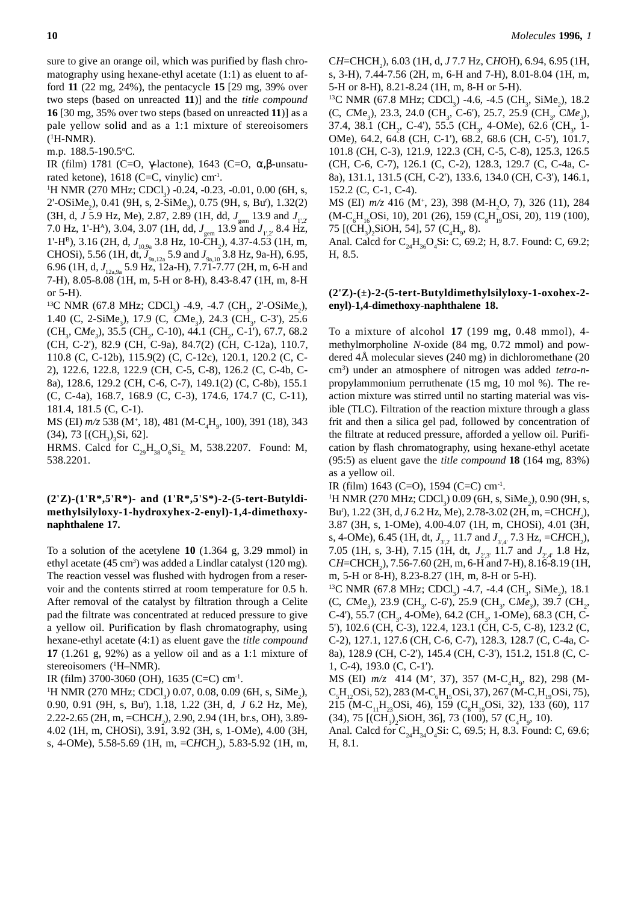sure to give an orange oil, which was purified by flash chromatography using hexane-ethyl acetate (1:1) as eluent to afford **11** (22 mg, 24%), the pentacycle **15** [29 mg, 39% over two steps (based on unreacted **11**)] and the *title compound* **16** [30 mg, 35% over two steps (based on unreacted **11**)] as a pale yellow solid and as a 1:1 mixture of stereoisomers ($^1$H-NMR).

m.p. 188.5-190.5°C.

IR (film) 1781 (C=O, γ-lactone), 1643 (C=O, α,β-unsaturated ketone), 1618 (C=C, vinylic) cm$^{-1}$.

$^1$H NMR (270 MHz; $CDCl_3$) -0.24, -0.23, -0.01, 0.00 (6H, s, 2'-$OSiMe_2$), 0.41 (9H, s, 2-$SiMe_3$), 0.75 (9H, s, Bu$^t$), 1.32(2) (3H, d, *J* 5.9 Hz, Me), 2.87, 2.89 (1H, dd, $J_{gem}$ 13.9 and $J_{1',2'}$ 7.0 Hz, 1'-H$^A$), 3.04, 3.07 (1H, dd, $J_{gem}$ 13.9 and $J_{1',2'}$ 8.4 Hz, 1'-H$^B$), 3.16 (2H, d, $J_{10,9a}$ 3.8 Hz, 10-$CH_2$), 4.37-4.53 (1H, m, CHOSi), 5.56 (1H, dt, $J_{9a,12a}$ 5.9 and $J_{9a,10}$ 3.8 Hz, 9a-H), 6.95, 6.96 (1H, d, $J_{12a,9a}$ 5.9 Hz, 12a-H), 7.71-7.77 (2H, m, 6-H and 7-H), 8.05-8.08 (1H, m, 5-H or 8-H), 8.43-8.47 (1H, m, 8-H or 5-H).

$^{13}$C NMR (67.8 MHz; $CDCl_3$) -4.9, -4.7 ($CH_3$, 2'-$OSiMe_2$), 1.40 (C, 2-$SiMe_3$), 17.9 (C, *C*$Me_3$), 24.3 ($CH_3$, C-3'), 25.6 ($CH_3$, C*Me*$_3$), 35.5 ($CH_2$, C-10), 44.1 ($CH_2$, C-1'), 67.7, 68.2 (CH, C-2'), 82.9 (CH, C-9a), 84.7(2) (CH, C-12a), 110.7, 110.8 (C, C-12b), 115.9(2) (C, C-12c), 120.1, 120.2 (C, C-2), 122.6, 122.8, 122.9 (CH, C-5, C-8), 126.2 (C, C-4b, C-8a), 128.6, 129.2 (CH, C-6, C-7), 149.1(2) (C, C-8b), 155.1 (C, C-4a), 168.7, 168.9 (C, C-3), 174.6, 174.7 (C, C-11), 181.4, 181.5 (C, C-1).

MS (EI) *m/z* 538 (M$^+$, 18), 481 (M-$C_4H_9$, 100), 391 (18), 343 (34), 73 [$(CH_3)_3$Si, 62].

HRMS. Calcd for $C_{29}H_{38}O_6Si_2$: M, 538.2207. Found: M, 538.2201.

### (2'Z)-(1'R*,5'R*)- and (1'R*,5'S*)-2-(5-tert-Butyldimethylsilyloxy-1-hydroxyhex-2-enyl)-1,4-dimethoxynaphthalene 17.

To a solution of the acetylene **10** (1.364 g, 3.29 mmol) in ethyl acetate (45 cm$^3$) was added a Lindlar catalyst (120 mg). The reaction vessel was flushed with hydrogen from a reservoir and the contents stirred at room temperature for 0.5 h. After removal of the catalyst by filtration through a Celite pad the filtrate was concentrated at reduced pressure to give a yellow oil. Purification by flash chromatography, using hexane-ethyl acetate (4:1) as eluent gave the *title compound* **17** (1.261 g, 92%) as a yellow oil and as a 1:1 mixture of stereoisomers ($^1$H–NMR).

IR (film) 3700-3060 (OH), 1635 (C=C) cm$^{-1}$.

$^1$H NMR (270 MHz; $CDCl_3$) 0.07, 0.08, 0.09 (6H, s, $SiMe_2$), 0.90, 0.91 (9H, s, Bu$^t$), 1.18, 1.22 (3H, d, *J* 6.2 Hz, Me), 2.22-2.65 (2H, m, =CHC*H*$_2$), 2.90, 2.94 (1H, br.s, OH), 3.89-4.02 (1H, m, CHOSi), 3.91, 3.92 (3H, s, 1-OMe), 4.00 (3H, s, 4-OMe), 5.58-5.69 (1H, m, =C*H*$CH_2$), 5.83-5.92 (1H, m, C*H*=CH$CH_2$), 6.03 (1H, d, *J* 7.7 Hz, C*H*OH), 6.94, 6.95 (1H, s, 3-H), 7.44-7.56 (2H, m, 6-H and 7-H), 8.01-8.04 (1H, m, 5-H or 8-H), 8.21-8.24 (1H, m, 8-H or 5-H).

$^{13}$C NMR (67.8 MHz; $CDCl_3$) -4.6, -4.5 ($CH_3$, $SiMe_2$), 18.2 (C, *C*$Me_3$), 23.3, 24.0 ($CH_3$, C-6'), 25.7, 25.9 ($CH_3$, C*Me*$_3$), 37.4, 38.1 ($CH_2$, C-4'), 55.5 ($CH_3$, 4-OMe), 62.6 ($CH_3$, 1-OMe), 64.2, 64.8 (CH, C-1'), 68.2, 68.6 (CH, C-5'), 101.7, 101.8 (CH, C-3), 121.9, 122.3 (CH, C-5, C-8), 125.3, 126.5 (CH, C-6, C-7), 126.1 (C, C-2), 128.3, 129.7 (C, C-4a, C-8a), 131.1, 131.5 (CH, C-2'), 133.6, 134.0 (CH, C-3'), 146.1, 152.2 (C, C-1, C-4).

MS (EI) *m/z* 416 (M$^+$, 23), 398 (M-$H_2O$, 7), 326 (11), 284 (M-$C_6H_{16}$OSi, 10), 201 (26), 159 ($C_8H_{19}$OSi, 20), 119 (100), 75 [$(CH_3)_2$SiOH, 54], 57 ($C_4H_9$, 8).

Anal. Calcd for $C_{24}H_{36}O_4$Si: C, 69.2; H, 8.7. Found: C, 69.2; H, 8.5.

### (2'Z)-(±)-2-(5-tert-Butyldimethylsilyloxy-1-oxohex-2-enyl)-1,4-dimethoxy-naphthalene 18.

To a mixture of alcohol **17** (199 mg, 0.48 mmol), 4-methylmorpholine *N*-oxide (84 mg, 0.72 mmol) and powdered 4Å molecular sieves (240 mg) in dichloromethane (20 cm$^3$) under an atmosphere of nitrogen was added *tetra-n*-propylammonium perruthenate (15 mg, 10 mol %). The reaction mixture was stirred until no starting material was visible (TLC). Filtration of the reaction mixture through a glass frit and then a silica gel pad, followed by concentration of the filtrate at reduced pressure, afforded a yellow oil. Purification by flash chromatography, using hexane-ethyl acetate (95:5) as eluent gave the *title compound* **18** (164 mg, 83%) as a yellow oil.

IR (film) 1643 (C=O), 1594 (C=C) cm$^{-1}$.

$^1$H NMR (270 MHz; $CDCl_3$) 0.09 (6H, s, $SiMe_2$), 0.90 (9H, s, Bu$^t$), 1.22 (3H, d, *J* 6.2 Hz, Me), 2.78-3.02 (2H, m, =CHC*H*$_2$), 3.87 (3H, s, 1-OMe), 4.00-4.07 (1H, m, CHOSi), 4.01 (3H, s, 4-OMe), 6.45 (1H, dt, $J_{3',2'}$ 11.7 and $J_{3',4'}$ 7.3 Hz, =C*H*$CH_2$), 7.05 (1H, s, 3-H), 7.15 (1H, dt, $J_{2',3'}$ 11.7 and $J_{2',4'}$ 1.8 Hz, C*H*=CH$CH_2$), 7.56-7.60 (2H, m, 6-H and 7-H), 8.16-8.19 (1H, m, 5-H or 8-H), 8.23-8.27 (1H, m, 8-H or 5-H).

$^{13}$C NMR (67.8 MHz; $CDCl_3$) -4.7, -4.4 ($CH_3$, $SiMe_2$), 18.1 (C, *C*$Me_3$), 23.9 ($CH_3$, C-6'), 25.9 ($CH_3$, C*Me*$_3$), 39.7 ($CH_2$, C-4'), 55.7 ($CH_3$, 4-OMe), 64.2 ($CH_3$, 1-OMe), 68.3 (CH, C-5'), 102.6 (CH, C-3), 122.4, 123.1 (CH, C-5, C-8), 123.2 (C, C-2), 127.1, 127.6 (CH, C-6, C-7), 128.3, 128.7 (C, C-4a, C-8a), 128.9 (CH, C-2'), 145.4 (CH, C-3'), 151.2, 151.8 (C, C-1, C-4), 193.0 (C, C-1').

MS (EI) *m/z* 414 (M$^+$, 37), 357 (M-$C_4H_9$, 82), 298 (M-$C_5H_{12}$OSi, 52), 283 (M-$C_6H_{15}$OSi, 37), 267 (M-$C_7H_{19}$OSi, 75), 215 (M-$C_{11}H_{23}$OSi, 46), 159 ($C_8H_{19}$OSi, 32), 133 (60), 117 (34), 75 [$(CH_3)_2$SiOH, 36], 73 (100), 57 ($C_4H_9$, 10).

Anal. Calcd for $C_{24}H_{34}O_4$Si: C, 69.5; H, 8.3. Found: C, 69.6; H, 8.1.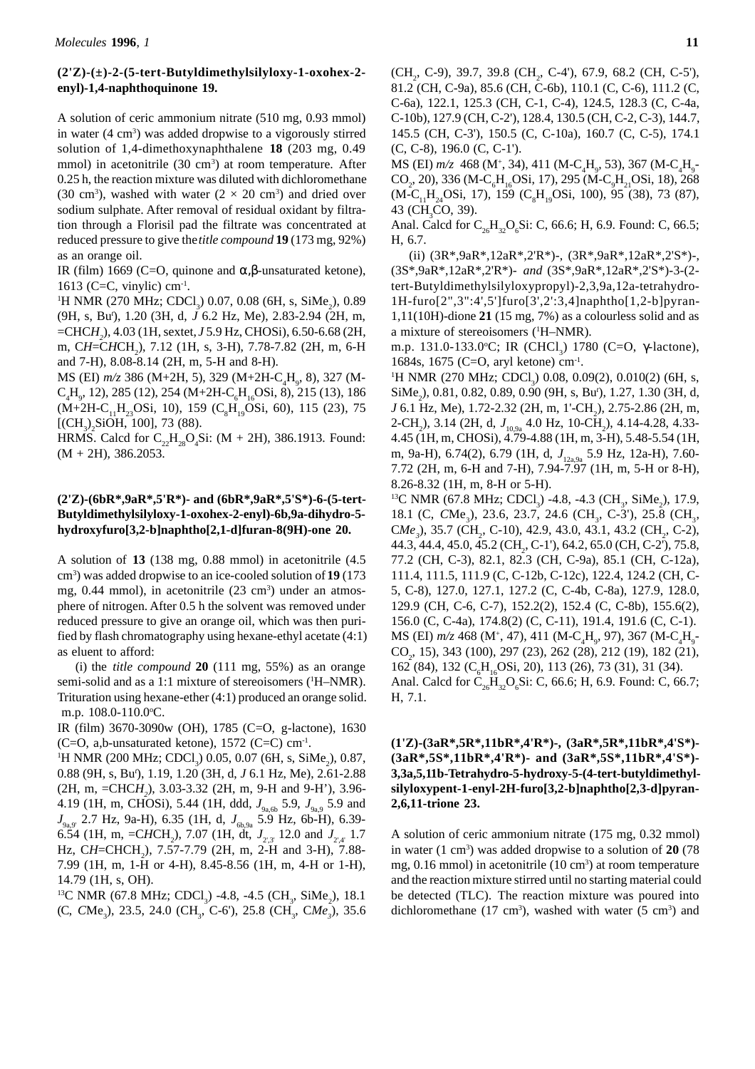**(2'Z)-(±)-2-(5-tert-Butyldimethylsilyloxy-1-oxohex-2-enyl)-1,4-naphthoquinone 19.**

A solution of ceric ammonium nitrate (510 mg, 0.93 mmol) in water (4 $cm^3$) was added dropwise to a vigorously stirred solution of 1,4-dimethoxynaphthalene **18** (203 mg, 0.49 mmol) in acetonitrile (30 $cm^3$) at room temperature. After 0.25 h, the reaction mixture was diluted with dichloromethane (30 $cm^3$), washed with water (2 × 20 $cm^3$) and dried over sodium sulphate. After removal of residual oxidant by filtration through a Florisil pad the filtrate was concentrated at reduced pressure to give the *title compound* **19** (173 mg, 92%) as an orange oil.

IR (film) 1669 (C=O, quinone and α,β-unsaturated ketone), 1613 (C=C, vinylic) $cm^{-1}$.

$^1$H NMR (270 MHz; $CDCl_3$) 0.07, 0.08 (6H, s, $SiMe_2$), 0.89 (9H, s, Bu$^t$), 1.20 (3H, d, *J* 6.2 Hz, Me), 2.83-2.94 (2H, m, =CHC*H*$_2$), 4.03 (1H, sextet, *J* 5.9 Hz, CHOSi), 6.50-6.68 (2H, m, C*H*=C*H*CH$_2$), 7.12 (1H, s, 3-H), 7.78-7.82 (2H, m, 6-H and 7-H), 8.08-8.14 (2H, m, 5-H and 8-H).

MS (EI) *m/z* 386 (M+2H, 5), 329 (M+2H-$C_4H_9$, 8), 327 (M-$C_4H_9$, 12), 285 (12), 254 (M+2H-$C_6H_{16}$OSi, 8), 215 (13), 186 (M+2H-$C_{11}H_{23}$OSi, 10), 159 ($C_8H_{19}$OSi, 60), 115 (23), 75 [$(CH_3)_2$SiOH, 100], 73 (88).

HRMS. Calcd for $C_{22}H_{28}O_4$Si: (M + 2H), 386.1913. Found: (M + 2H), 386.2053.

**(2'Z)-(6bR*,9aR*,5'R*)- and (6bR*,9aR*,5'S*)-6-(5-tert-Butyldimethylsilyloxy-1-oxohex-2-enyl)-6b,9a-dihydro-5-hydroxyfuro[3,2-b]naphtho[2,1-d]furan-8(9H)-one 20.**

A solution of **13** (138 mg, 0.88 mmol) in acetonitrile (4.5 $cm^3$) was added dropwise to an ice-cooled solution of **19** (173 mg, 0.44 mmol), in acetonitrile (23 $cm^3$) under an atmosphere of nitrogen. After 0.5 h the solvent was removed under reduced pressure to give an orange oil, which was then purified by flash chromatography using hexane-ethyl acetate (4:1) as eluent to afford:

(i) the *title compound* **20** (111 mg, 55%) as an orange semi-solid and as a 1:1 mixture of stereoisomers ($^1$H–NMR). Trituration using hexane-ether (4:1) produced an orange solid. m.p. 108.0-110.0°C.

IR (film) 3670-3090w (OH), 1785 (C=O, g-lactone), 1630 (C=O, a,b-unsaturated ketone), 1572 (C=C) $cm^{-1}$.

$^1$H NMR (200 MHz; $CDCl_3$) 0.05, 0.07 (6H, s, $SiMe_2$), 0.87, 0.88 (9H, s, Bu$^t$), 1.19, 1.20 (3H, d, *J* 6.1 Hz, Me), 2.61-2.88 (2H, m, =CHC*H*$_2$), 3.03-3.32 (2H, m, 9-H and 9-H'), 3.96-4.19 (1H, m, CHOSi), 5.44 (1H, ddd, $J_{9a,6b}$ 5.9, $J_{9a,9}$ 5.9 and $J_{9a,9'}$ 2.7 Hz, 9a-H), 6.35 (1H, d, $J_{6b,9a}$ 5.9 Hz, 6b-H), 6.39-6.54 (1H, m, =C*H*CH$_2$), 7.07 (1H, dt, $J_{2',3'}$ 12.0 and $J_{2',4'}$ 1.7 Hz, C*H*=CHCH$_2$), 7.57-7.79 (2H, m, 2-H and 3-H), 7.88-7.99 (1H, m, 1-H or 4-H), 8.45-8.56 (1H, m, 4-H or 1-H), 14.79 (1H, s, OH).

$^{13}$C NMR (67.8 MHz; $CDCl_3$) -4.8, -4.5 ($CH_3$, $SiMe_2$), 18.1 (C, *C*Me$_3$), 23.5, 24.0 ($CH_3$, C-6'), 25.8 ($CH_3$, C*Me*$_3$), 35.6 ($CH_2$, C-9), 39.7, 39.8 ($CH_2$, C-4'), 67.9, 68.2 (CH, C-5'), 81.2 (CH, C-9a), 85.6 (CH, C-6b), 110.1 (C, C-6), 111.2 (C, C-6a), 122.1, 125.3 (CH, C-1, C-4), 124.5, 128.3 (C, C-4a, C-10b), 127.9 (CH, C-2'), 128.4, 130.5 (CH, C-2, C-3), 144.7, 145.5 (CH, C-3'), 150.5 (C, C-10a), 160.7 (C, C-5), 174.1 (C, C-8), 196.0 (C, C-1').

MS (EI) *m/z* 468 (M$^+$, 34), 411 (M-$C_4H_9$, 53), 367 (M-$C_4H_9$-$CO_2$, 20), 336 (M-$C_6H_{16}$OSi, 17), 295 (M-$C_9H_{21}$OSi, 18), 268 (M-$C_{11}H_{24}$OSi, 17), 159 ($C_8H_{19}$OSi, 100), 95 (38), 73 (87), 43 ($CH_3$CO, 39).

Anal. Calcd for $C_{26}H_{32}O_6$Si: C, 66.6; H, 6.9. Found: C, 66.5; H, 6.7.

(ii) (3R*,9aR*,12aR*,2'R*)-, (3R*,9aR*,12aR*,2'S*)-, (3S*,9aR*,12aR*,2'R*)- *and* (3S*,9aR*,12aR*,2'S*)-3-(2-tert-Butyldimethylsilyloxypropyl)-2,3,9a,12a-tetrahydro-1H-furo[2",3":4',5']furo[3',2':3,4]naphtho[1,2-b]pyran-1,11(10H)-dione **21** (15 mg, 7%) as a colourless solid and as a mixture of stereoisomers ($^1$H–NMR).

m.p. 131.0-133.0°C; IR ($CHCl_3$) 1780 (C=O, γ-lactone), 1684s, 1675 (C=O, aryl ketone) $cm^{-1}$.

$^1$H NMR (270 MHz; $CDCl_3$) 0.08, 0.09(2), 0.010(2) (6H, s, $SiMe_2$), 0.81, 0.82, 0.89, 0.90 (9H, s, Bu$^t$), 1.27, 1.30 (3H, d, *J* 6.1 Hz, Me), 1.72-2.32 (2H, m, 1'-$CH_2$), 2.75-2.86 (2H, m, 2-$CH_2$), 3.14 (2H, d, $J_{10,9a}$ 4.0 Hz, 10-$CH_2$), 4.14-4.28, 4.33-4.45 (1H, m, CHOSi), 4.79-4.88 (1H, m, 3-H), 5.48-5.54 (1H, m, 9a-H), 6.74(2), 6.79 (1H, d, $J_{12a,9a}$ 5.9 Hz, 12a-H), 7.60-7.72 (2H, m, 6-H and 7-H), 7.94-7.97 (1H, m, 5-H or 8-H), 8.26-8.32 (1H, m, 8-H or 5-H).

$^{13}$C NMR (67.8 MHz; $CDCl_3$) -4.8, -4.3 ($CH_3$, $SiMe_2$), 17.9, 18.1 (C, *C*Me$_3$), 23.6, 23.7, 24.6 ($CH_3$, C-3'), 25.8 ($CH_3$, C*Me*$_3$), 35.7 ($CH_2$, C-10), 42.9, 43.0, 43.1, 43.2 ($CH_2$, C-2), 44.3, 44.4, 45.0, 45.2 ($CH_2$, C-1'), 64.2, 65.0 (CH, C-2'), 75.8, 77.2 (CH, C-3), 82.1, 82.3 (CH, C-9a), 85.1 (CH, C-12a), 111.4, 111.5, 111.9 (C, C-12b, C-12c), 122.4, 124.2 (CH, C-5, C-8), 127.0, 127.1, 127.2 (C, C-4b, C-8a), 127.9, 128.0, 129.9 (CH, C-6, C-7), 152.2(2), 152.4 (C, C-8b), 155.6(2), 156.0 (C, C-4a), 174.8(2) (C, C-11), 191.4, 191.6 (C, C-1).

MS (EI) *m/z* 468 (M$^+$, 47), 411 (M-$C_4H_9$, 97), 367 (M-$C_4H_9$-$CO_2$, 15), 343 (100), 297 (23), 262 (28), 212 (19), 182 (21), 162 (84), 132 ($C_6H_{16}$OSi, 20), 113 (26), 73 (31), 31 (34).

Anal. Calcd for $C_{26}H_{32}O_6$Si: C, 66.6; H, 6.9. Found: C, 66.7; H, 7.1.

**(1'Z)-(3aR*,5R*,11bR*,4'R*)-, (3aR*,5R*,11bR*,4'S*)-(3aR*,5S*,11bR*,4'R*)- and (3aR*,5S*,11bR*,4'S*)-3,3a,5,11b-Tetrahydro-5-hydroxy-5-(4-tert-butyldimethylsilyloxypent-1-enyl-2H-furo[3,2-b]naphtho[2,3-d]pyran-2,6,11-trione 23.**

A solution of ceric ammonium nitrate (175 mg, 0.32 mmol) in water (1 $cm^3$) was added dropwise to a solution of **20** (78 mg, 0.16 mmol) in acetonitrile (10 $cm^3$) at room temperature and the reaction mixture stirred until no starting material could be detected (TLC). The reaction mixture was poured into dichloromethane (17 $cm^3$), washed with water (5 $cm^3$) and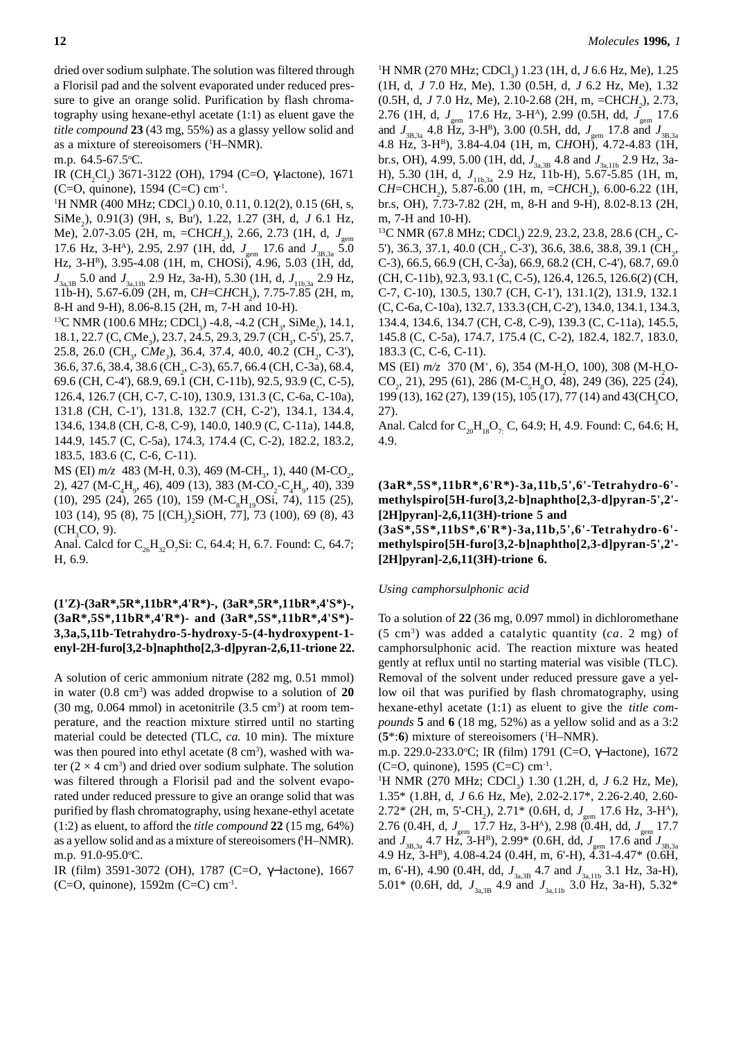dried over sodium sulphate. The solution was filtered through a Florisil pad and the solvent evaporated under reduced pressure to give an orange solid. Purification by flash chromatography using hexane-ethyl acetate (1:1) as eluent gave the *title compound* **23** (43 mg, 55%) as a glassy yellow solid and as a mixture of stereoisomers ($^1$H–NMR).

m.p. 64.5-67.5°C.

IR ($CH_2Cl_2$) 3671-3122 (OH), 1794 (C=O, γ-lactone), 1671 (C=O, quinone), 1594 (C=C) cm$^{-1}$.

$^1$H NMR (400 MHz; $CDCl_3$) 0.10, 0.11, 0.12(2), 0.15 (6H, s, $SiMe_2$), 0.91(3) (9H, s, Bu$^t$), 1.22, 1.27 (3H, d, *J* 6.1 Hz, Me), 2.07-3.05 (2H, m, =CHC$H_2$), 2.66, 2.73 (1H, d, $J_{gem}$ 17.6 Hz, 3-H$^A$), 2.95, 2.97 (1H, dd, $J_{gem}$ 17.6 and $J_{3B,3a}$ 5.0 Hz, 3-H$^B$), 3.95-4.08 (1H, m, CHOSi), 4.96, 5.03 (1H, dd, $J_{3a,3B}$ 5.0 and $J_{3a,11b}$ 2.9 Hz, 3a-H), 5.30 (1H, d, $J_{11b,3a}$ 2.9 Hz, 11b-H), 5.67-6.09 (2H, m, C*H*=C*H*CH$_2$), 7.75-7.85 (2H, m, 8-H and 9-H), 8.06-8.15 (2H, m, 7-H and 10-H).

$^{13}$C NMR (100.6 MHz; $CDCl_3$) -4.8, -4.2 ($CH_3$, $SiMe_2$), 14.1, 18.1, 22.7 (C, *C*Me$_3$), 23.7, 24.5, 29.3, 29.7 ($CH_3$, C-5'), 25.7, 25.8, 26.0 ($CH_3$, C*Me*$_3$), 36.4, 37.4, 40.0, 40.2 ($CH_2$, C-3'), 36.6, 37.6, 38.4, 38.6 ($CH_2$, C-3), 65.7, 66.4 (CH, C-3a), 68.4, 69.6 (CH, C-4'), 68.9, 69.1 (CH, C-11b), 92.5, 93.9 (C, C-5), 126.4, 126.7 (CH, C-7, C-10), 130.9, 131.3 (C, C-6a, C-10a), 131.8 (CH, C-1'), 131.8, 132.7 (CH, C-2'), 134.1, 134.4, 134.6, 134.8 (CH, C-8, C-9), 140.0, 140.9 (C, C-11a), 144.8, 144.9, 145.7 (C, C-5a), 174.3, 174.4 (C, C-2), 182.2, 183.2, 183.5, 183.6 (C, C-6, C-11).

MS (EI) *m/z* 483 (M-H, 0.3), 469 (M-$CH_3$, 1), 440 (M-$CO_2$, 2), 427 (M-$C_4H_9$, 46), 409 (13), 383 (M-$CO_2$-$C_4H_9$, 40), 339 (10), 295 (24), 265 (10), 159 (M-$C_8H_{19}$OSi, 74), 115 (25), 103 (14), 95 (8), 75 [$(CH_3)_2$SiOH, 77], 73 (100), 69 (8), 43 ($CH_3$CO, 9).

Anal. Calcd for $C_{26}H_{32}O_7Si$: C, 64.4; H, 6.7. Found: C, 64.7; H, 6.9.

### (1'Z)-(3aR*,5R*,11bR*,4'R*)-, (3aR*,5R*,11bR*,4'S*)-, (3aR*,5S*,11bR*,4'R*)- and (3aR*,5S*,11bR*,4'S*)-3,3a,5,11b-Tetrahydro-5-hydroxy-5-(4-hydroxypent-1-enyl-2H-furo[3,2-b]naphtho[2,3-d]pyran-2,6,11-trione 22.

A solution of ceric ammonium nitrate (282 mg, 0.51 mmol) in water (0.8 cm$^3$) was added dropwise to a solution of **20** (30 mg, 0.064 mmol) in acetonitrile (3.5 cm$^3$) at room temperature, and the reaction mixture stirred until no starting material could be detected (TLC, *ca.* 10 min). The mixture was then poured into ethyl acetate (8 cm$^3$), washed with water (2 × 4 cm$^3$) and dried over sodium sulphate. The solution was filtered through a Florisil pad and the solvent evaporated under reduced pressure to give an orange solid that was purified by flash chromatography, using hexane-ethyl acetate (1:2) as eluent, to afford the *title compound* **22** (15 mg, 64%) as a yellow solid and as a mixture of stereoisomers ($^1$H–NMR).

m.p. 91.0-95.0°C.

IR (film) 3591-3072 (OH), 1787 (C=O, γ–lactone), 1667 (C=O, quinone), 1592m (C=C) cm$^{-1}$.

$^1$H NMR (270 MHz; $CDCl_3$) 1.23 (1H, d, *J* 6.6 Hz, Me), 1.25 (1H, d, *J* 7.0 Hz, Me), 1.30 (0.5H, d, *J* 6.2 Hz, Me), 1.32 (0.5H, d, *J* 7.0 Hz, Me), 2.10-2.68 (2H, m, =CHC$H_2$), 2.73, 2.76 (1H, d, $J_{gem}$ 17.6 Hz, 3-H$^A$), 2.99 (0.5H, dd, $J_{gem}$ 17.6 and $J_{3B,3a}$ 4.8 Hz, 3-H$^B$), 3.00 (0.5H, dd, $J_{gem}$ 17.8 and $J_{3B,3a}$ 4.8 Hz, 3-H$^B$), 3.84-4.04 (1H, m, C*H*OH), 4.72-4.83 (1H, br.s, OH), 4.99, 5.00 (1H, dd, $J_{3a,3B}$ 4.8 and $J_{3a,11b}$ 2.9 Hz, 3a-H), 5.30 (1H, d, $J_{11b,3a}$ 2.9 Hz, 11b-H), 5.67-5.85 (1H, m, C*H*=CHCH$_2$), 5.87-6.00 (1H, m, =C*H*CH$_2$), 6.00-6.22 (1H, br.s, OH), 7.73-7.82 (2H, m, 8-H and 9-H), 8.02-8.13 (2H, m, 7-H and 10-H).

$^{13}$C NMR (67.8 MHz; $CDCl_3$) 22.9, 23.2, 23.8, 28.6 ($CH_3$, C-5'), 36.3, 37.1, 40.0 ($CH_2$, C-3'), 36.6, 38.6, 38.8, 39.1 ($CH_2$, C-3), 66.5, 66.9 (CH, C-3a), 66.9, 68.2 (CH, C-4'), 68.7, 69.0 (CH, C-11b), 92.3, 93.1 (C, C-5), 126.4, 126.5, 126.6(2) (CH, C-7, C-10), 130.5, 130.7 (CH, C-1'), 131.1(2), 131.9, 132.1 (C, C-6a, C-10a), 132.7, 133.3 (CH, C-2'), 134.0, 134.1, 134.3, 134.4, 134.6, 134.7 (CH, C-8, C-9), 139.3 (C, C-11a), 145.5, 145.8 (C, C-5a), 174.7, 175.4 (C, C-2), 182.4, 182.7, 183.0, 183.2 (C, C-6, C-11).

MS (EI) *m/z* 370 (M$^+$, 6), 354 (M-$H_2$O, 100), 308 (M-$H_2$O-$CO_2$, 21), 295 (61), 286 (M-$C_5H_8$O, 48), 249 (36), 225 (24), 199 (13), 162 (27), 139 (15), 105 (17), 77 (14) and 43($CH_3$CO, 27).

Anal. Calcd for $C_{20}H_{18}O_7$: C, 64.9; H, 4.9. Found: C, 64.6; H, 4.9.

### (3aR*,5S*,11bR*,6'R*)-3a,11b,5',6'-Tetrahydro-6'-methylspiro[5H-furo[3,2-b]naphtho[2,3-d]pyran-5',2'-[2H]pyran]-2,6,11(3H)-trione 5 and (3aS*,5S*,11bS*,6'R*)-3a,11b,5',6'-Tetrahydro-6'-methylspiro[5H-furo[3,2-b]naphtho[2,3-d]pyran-5',2'-[2H]pyran]-2,6,11(3H)-trione 6.

*Using camphorsulphonic acid*

To a solution of **22** (36 mg, 0.097 mmol) in dichloromethane (5 cm$^3$) was added a catalytic quantity (*ca*. 2 mg) of camphorsulphonic acid. The reaction mixture was heated gently at reflux until no starting material was visible (TLC). Removal of the solvent under reduced pressure gave a yellow oil that was purified by flash chromatography, using hexane-ethyl acetate (1:1) as eluent to give the *title compounds* **5** and **6** (18 mg, 52%) as a yellow solid and as a 3:2 (**5***:**6**) mixture of stereoisomers ($^1$H–NMR).

m.p. 229.0-233.0°C; IR (film) 1791 (C=O, γ–lactone), 1672 (C=O, quinone), 1595 (C=C) cm$^{-1}$.

$^1$H NMR (270 MHz; $CDCl_3$) 1.30 (1.2H, d, *J* 6.2 Hz, Me), 1.35* (1.8H, d, *J* 6.6 Hz, Me), 2.02-2.17*, 2.26-2.40, 2.60-2.72* (2H, m, 5'-CH$_2$), 2.71* (0.6H, d, $J_{gem}$ 17.6 Hz, 3-H$^A$), 2.76 (0.4H, d, $J_{gem}$ 17.7 Hz, 3-H$^A$), 2.98 (0.4H, dd, $J_{gem}$ 17.7 and $J_{3B,3a}$ 4.7 Hz, 3-H$^B$), 2.99* (0.6H, dd, $J_{gem}$ 17.6 and $J_{3B,3a}$ 4.9 Hz, 3-H$^B$), 4.08-4.24 (0.4H, m, 6'-H), 4.31-4.47* (0.6H, m, 6'-H), 4.90 (0.4H, dd, $J_{3a,3B}$ 4.7 and $J_{3a,11b}$ 3.1 Hz, 3a-H), 5.01* (0.6H, dd, $J_{3a,3B}$ 4.9 and $J_{3a,11b}$ 3.0 Hz, 3a-H), 5.32*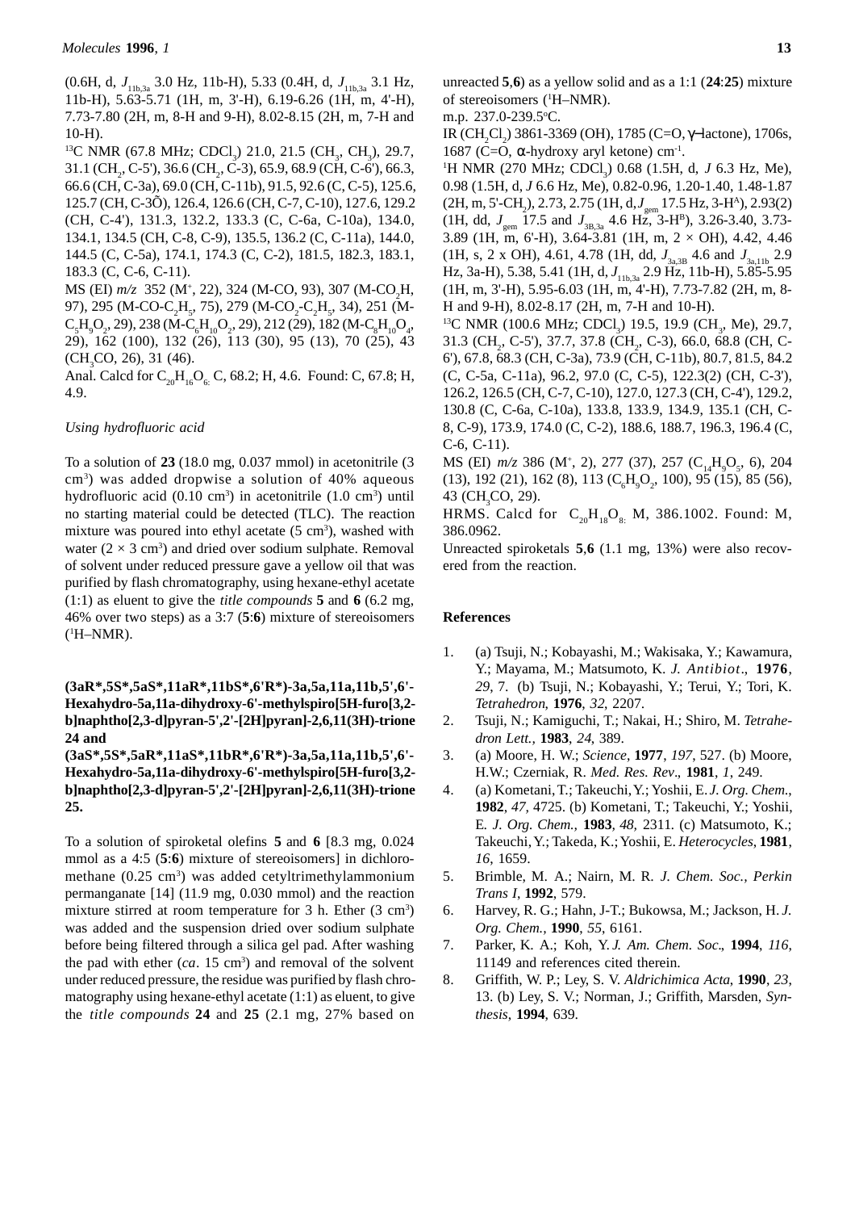(0.6H, d, $J_{11b,3a}$ 3.0 Hz, 11b-H), 5.33 (0.4H, d, $J_{11b,3a}$ 3.1 Hz, 11b-H), 5.63-5.71 (1H, m, 3'-H), 6.19-6.26 (1H, m, 4'-H), 7.73-7.80 (2H, m, 8-H and 9-H), 8.02-8.15 (2H, m, 7-H and 10-H).

$^{13}$C NMR (67.8 MHz; $CDCl_3$) 21.0, 21.5 ($CH_3$, $CH_3$), 29.7, 31.1 ($CH_2$, C-5'), 36.6 ($CH_2$, C-3), 65.9, 68.9 (CH, C-6'), 66.3, 66.6 (CH, C-3a), 69.0 (CH, C-11b), 91.5, 92.6 (C, C-5), 125.6, 125.7 (CH, C-3Õ), 126.4, 126.6 (CH, C-7, C-10), 127.6, 129.2 (CH, C-4'), 131.3, 132.2, 133.3 (C, C-6a, C-10a), 134.0, 134.1, 134.5 (CH, C-8, C-9), 135.5, 136.2 (C, C-11a), 144.0, 144.5 (C, C-5a), 174.1, 174.3 (C, C-2), 181.5, 182.3, 183.1, 183.3 (C, C-6, C-11).

MS (EI) *m/z* 352 (M$^+$, 22), 324 (M-CO, 93), 307 (M-$CO_2$H, 97), 295 (M-CO-$C_2H_5$, 75), 279 (M-$CO_2$-$C_2H_5$, 34), 251 (M-$C_5H_9O_2$, 29), 238 (M-$C_6H_{10}O_2$, 29), 212 (29), 182 (M-$C_8H_{10}O_4$, 29), 162 (100), 132 (26), 113 (30), 95 (13), 70 (25), 43 ($CH_3$CO, 26), 31 (46).

Anal. Calcd for $C_{20}H_{16}O_6$: C, 68.2; H, 4.6. Found: C, 67.8; H, 4.9.

*Using hydrofluoric acid*

To a solution of **23** (18.0 mg, 0.037 mmol) in acetonitrile (3 cm$^3$) was added dropwise a solution of 40% aqueous hydrofluoric acid (0.10 cm$^3$) in acetonitrile (1.0 cm$^3$) until no starting material could be detected (TLC). The reaction mixture was poured into ethyl acetate (5 cm$^3$), washed with water (2 × 3 cm$^3$) and dried over sodium sulphate. Removal of solvent under reduced pressure gave a yellow oil that was purified by flash chromatography, using hexane-ethyl acetate (1:1) as eluent to give the *title compounds* **5** and **6** (6.2 mg, 46% over two steps) as a 3:7 (**5**:**6**) mixture of stereoisomers ($^1$H–NMR).

**(3aR\*,5S\*,5aS\*,11aR\*,11bS\*,6'R\*)-3a,5a,11a,11b,5',6'-Hexahydro-5a,11a-dihydroxy-6'-methylspiro[5H-furo[3,2-b]naphtho[2,3-d]pyran-5',2'-[2H]pyran]-2,6,11(3H)-trione 24 and**

**(3aS\*,5S\*,5aR\*,11aS\*,11bR\*,6'R\*)-3a,5a,11a,11b,5',6'-Hexahydro-5a,11a-dihydroxy-6'-methylspiro[5H-furo[3,2-b]naphtho[2,3-d]pyran-5',2'-[2H]pyran]-2,6,11(3H)-trione 25.**

To a solution of spiroketal olefins **5** and **6** [8.3 mg, 0.024 mmol as a 4:5 (**5**:**6**) mixture of stereoisomers] in dichloromethane (0.25 cm$^3$) was added cetyltrimethylammonium permanganate [14] (11.9 mg, 0.030 mmol) and the reaction mixture stirred at room temperature for 3 h. Ether (3 cm$^3$) was added and the suspension dried over sodium sulphate before being filtered through a silica gel pad. After washing the pad with ether (*ca*. 15 cm$^3$) and removal of the solvent under reduced pressure, the residue was purified by flash chromatography using hexane-ethyl acetate (1:1) as eluent, to give the *title compounds* **24** and **25** (2.1 mg, 27% based on unreacted **5**,**6**) as a yellow solid and as a 1:1 (**24**:**25**) mixture of stereoisomers ($^1$H–NMR).

m.p. 237.0-239.5°C.

IR ($CH_2Cl_2$) 3861-3369 (OH), 1785 (C=O, γ-lactone), 1706s, 1687 (C=O, α-hydroxy aryl ketone) cm$^{-1}$.

$^1$H NMR (270 MHz; $CDCl_3$) 0.68 (1.5H, d, *J* 6.3 Hz, Me), 0.98 (1.5H, d, *J* 6.6 Hz, Me), 0.82-0.96, 1.20-1.40, 1.48-1.87 (2H, m, 5'-$CH_2$), 2.73, 2.75 (1H, d, $J_{gem}$ 17.5 Hz, 3-H$^A$), 2.93(2) (1H, dd, $J_{gem}$ 17.5 and $J_{3B,3a}$ 4.6 Hz, 3-H$^B$), 3.26-3.40, 3.73-3.89 (1H, m, 6'-H), 3.64-3.81 (1H, m, 2 × OH), 4.42, 4.46 (1H, s, 2 x OH), 4.61, 4.78 (1H, dd, $J_{3a,3B}$ 4.6 and $J_{3a,11b}$ 2.9 Hz, 3a-H), 5.38, 5.41 (1H, d, $J_{11b,3a}$ 2.9 Hz, 11b-H), 5.85-5.95 (1H, m, 3'-H), 5.95-6.03 (1H, m, 4'-H), 7.73-7.82 (2H, m, 8-H and 9-H), 8.02-8.17 (2H, m, 7-H and 10-H).

$^{13}$C NMR (100.6 MHz; $CDCl_3$) 19.5, 19.9 ($CH_3$, Me), 29.7, 31.3 ($CH_2$, C-5'), 37.7, 37.8 ($CH_2$, C-3), 66.0, 68.8 (CH, C-6'), 67.8, 68.3 (CH, C-3a), 73.9 (CH, C-11b), 80.7, 81.5, 84.2 (C, C-5a, C-11a), 96.2, 97.0 (C, C-5), 122.3(2) (CH, C-3'), 126.2, 126.5 (CH, C-7, C-10), 127.0, 127.3 (CH, C-4'), 129.2, 130.8 (C, C-6a, C-10a), 133.8, 133.9, 134.9, 135.1 (CH, C-8, C-9), 173.9, 174.0 (C, C-2), 188.6, 188.7, 196.3, 196.4 (C, C-6, C-11).

MS (EI) *m/z* 386 (M$^+$, 2), 277 (37), 257 ($C_{14}H_9O_5$, 6), 204 (13), 192 (21), 162 (8), 113 ($C_6H_9O_2$, 100), 95 (15), 85 (56), 43 ($CH_3$CO, 29).

HRMS. Calcd for $C_{20}H_{18}O_8$: M, 386.1002. Found: M, 386.0962.

Unreacted spiroketals **5**,**6** (1.1 mg, 13%) were also recovered from the reaction.

## References

1. (a) Tsuji, N.; Kobayashi, M.; Wakisaka, Y.; Kawamura, Y.; Mayama, M.; Matsumoto, K. *J. Antibiot*., **1976**, *29*, 7. (b) Tsuji, N.; Kobayashi, Y.; Terui, Y.; Tori, K. *Tetrahedron*, **1976**, *32*, 2207.
2. Tsuji, N.; Kamiguchi, T.; Nakai, H.; Shiro, M. *Tetrahedron Lett.*, **1983**, *24*, 389.
3. (a) Moore, H. W.; *Science*, **1977**, *197*, 527. (b) Moore, H.W.; Czerniak, R. *Med. Res. Rev*., **1981**, *1*, 249.
4. (a) Kometani, T.; Takeuchi, Y.; Yoshii, E. *J. Org. Chem*., **1982**, *47*, 4725. (b) Kometani, T.; Takeuchi, Y.; Yoshii, E. *J. Org. Chem.*, **1983**, *48*, 2311. (c) Matsumoto, K.; Takeuchi, Y.; Takeda, K.; Yoshii, E. *Heterocycles*, **1981**, *16*, 1659.
5. Brimble, M. A.; Nairn, M. R. *J. Chem. Soc., Perkin Trans I*, **1992**, 579.
6. Harvey, R. G.; Hahn, J-T.; Bukowsa, M.; Jackson, H. *J. Org. Chem.*, **1990**, *55*, 6161.
7. Parker, K. A.; Koh, Y. *J. Am. Chem. Soc*., **1994**, *116*, 11149 and references cited therein.
8. Griffith, W. P.; Ley, S. V. *Aldrichimica Acta*, **1990**, *23*, 13. (b) Ley, S. V.; Norman, J.; Griffith, Marsden, *Synthesis*, **1994**, 639.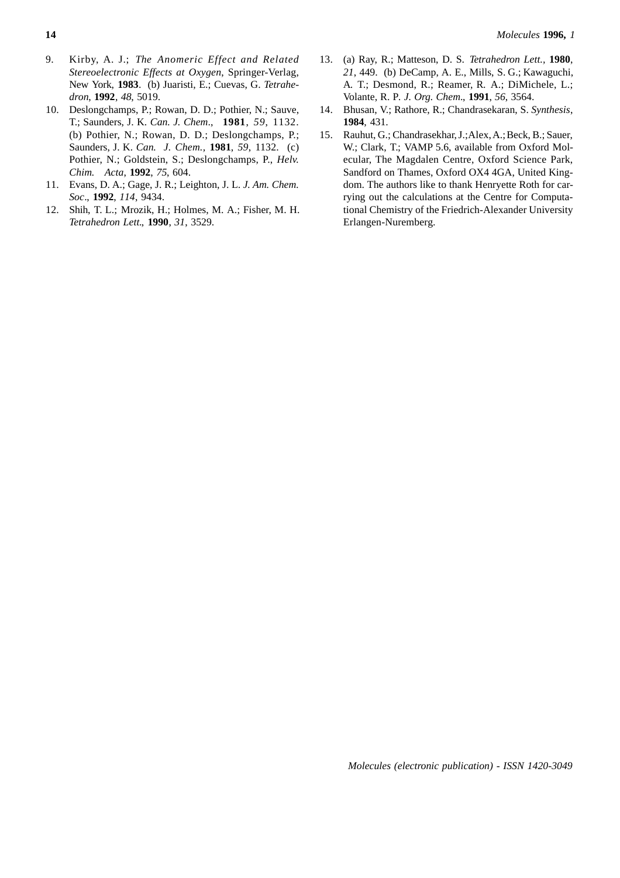9. Kirby, A. J.; *The Anomeric Effect and Related Stereoelectronic Effects at Oxygen*, Springer-Verlag, New York, **1983**. (b) Juaristi, E.; Cuevas, G. *Tetrahedron*, **1992**, *48*, 5019.
10. Deslongchamps, P.; Rowan, D. D.; Pothier, N.; Sauve, T.; Saunders, J. K. *Can. J. Chem*., **1981**, *59*, 1132. (b) Pothier, N.; Rowan, D. D.; Deslongchamps, P.; Saunders, J. K. *Can. J. Chem.*, **1981**, *59*, 1132. (c) Pothier, N.; Goldstein, S.; Deslongchamps, P., *Helv. Chim. Acta*, **1992**, *75*, 604.
11. Evans, D. A.; Gage, J. R.; Leighton, J. L. *J. Am. Chem. Soc*., **1992**, *114*, 9434.
12. Shih, T. L.; Mrozik, H.; Holmes, M. A.; Fisher, M. H. *Tetrahedron Lett*., **1990**, *31*, 3529.
13. (a) Ray, R.; Matteson, D. S. *Tetrahedron Lett.*, **1980**, *21*, 449. (b) DeCamp, A. E., Mills, S. G.; Kawaguchi, A. T.; Desmond, R.; Reamer, R. A.; DiMichele, L.; Volante, R. P. *J. Org. Chem*., **1991**, *56*, 3564.
14. Bhusan, V.; Rathore, R.; Chandrasekaran, S. *Synthesis*, **1984**, 431.
15. Rauhut, G.; Chandrasekhar, J.; Alex, A.; Beck, B.; Sauer, W.; Clark, T.; VAMP 5.6, available from Oxford Molecular, The Magdalen Centre, Oxford Science Park, Sandford on Thames, Oxford OX4 4GA, United Kingdom. The authors like to thank Henryette Roth for carrying out the calculations at the Centre for Computational Chemistry of the Friedrich-Alexander University Erlangen-Nuremberg.